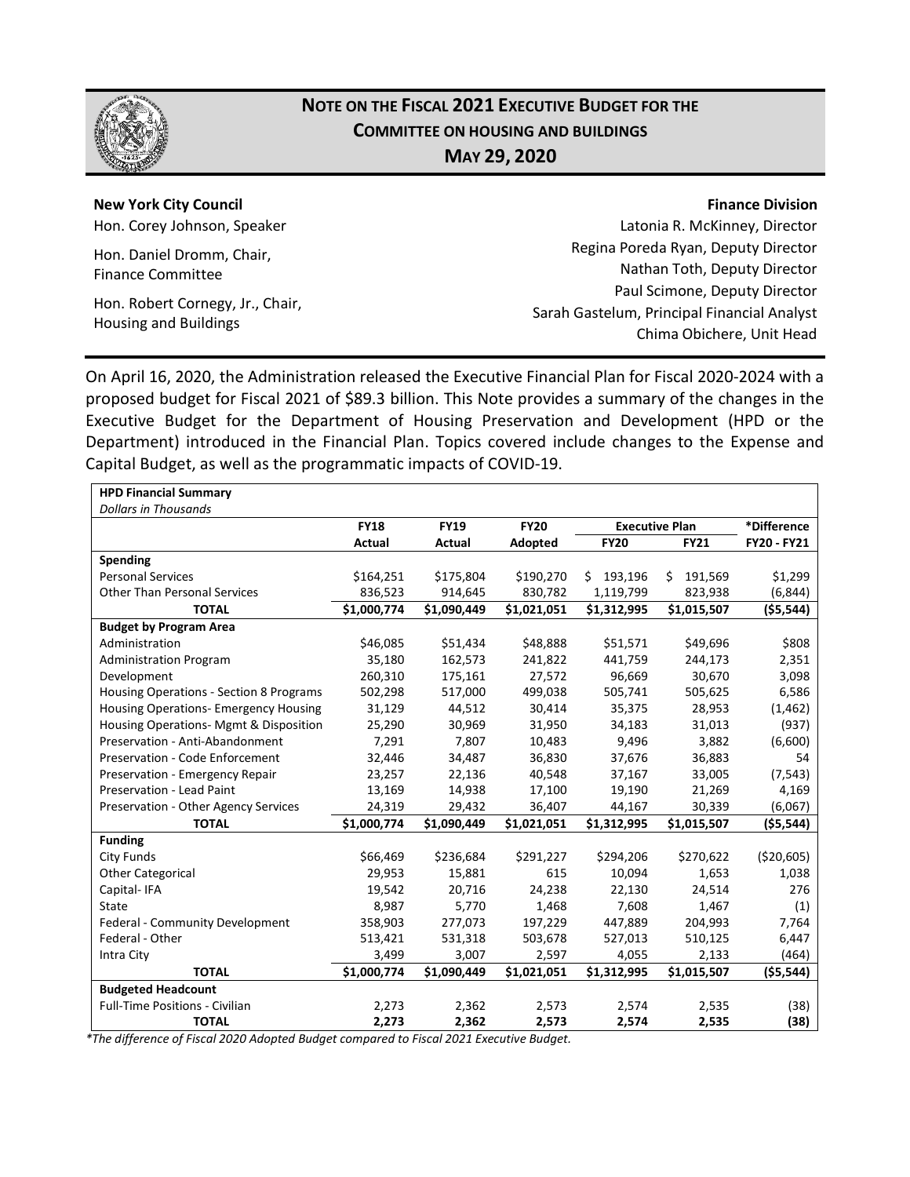# NOTE ON THE FISCAL 2021 EXECUTIVE BUDGET FOR THE COMMITTEE ON HOUSING AND BUILDINGS

## MAY 29, 2020

**New York City Council**

Hon. Corey Johnson, Speaker

Hon. Daniel Dromm, Chair, Finance Committee

Hon. Robert Cornegy, Jr., Chair, Housing and Buildings

**Finance Division**

Latonia R. McKinney, Director

Regina Poreda Ryan, Deputy Director

Nathan Toth, Deputy Director

Paul Scimone, Deputy Director

Sarah Gastelum, Principal Financial Analyst

Chima Obichere, Unit Head

On April 16, 2020, the Administration released the Executive Financial Plan for Fiscal 2020-2024 with a proposed budget for Fiscal 2021 of $89.3 billion. This Note provides a summary of the changes in the Executive Budget for the Department of Housing Preservation and Development (HPD or the Department) introduced in the Financial Plan. Topics covered include changes to the Expense and Capital Budget, as well as the programmatic impacts of COVID-19.

| **HPD Financial Summary** *Dollars in Thousands* | | | | | | |
|---|---|---|---|---|---|---|
| | **FY18** | **FY19** | **FY20** | **Executive Plan** | | **\*Difference** |
| | **Actual** | **Actual** | **Adopted** | **FY20** | **FY21** | **FY20 - FY21** |
| **Spending** | | | | | | |
| Personal Services | $164,251 | $175,804 | $190,270 | $ 193,196 | $ 191,569 | $1,299 |
| Other Than Personal Services | 836,523 | 914,645 | 830,782 | 1,119,799 | 823,938 | (6,844) |
| **TOTAL** | **$1,000,774** | **$1,090,449** | **$1,021,051** | **$1,312,995** | **$1,015,507** | **($5,544)** |
| **Budget by Program Area** | | | | | | |
| Administration | $46,085 | $51,434 | $48,888 | $51,571 | $49,696 | $808 |
| Administration Program | 35,180 | 162,573 | 241,822 | 441,759 | 244,173 | 2,351 |
| Development | 260,310 | 175,161 | 27,572 | 96,669 | 30,670 | 3,098 |
| Housing Operations - Section 8 Programs | 502,298 | 517,000 | 499,038 | 505,741 | 505,625 | 6,586 |
| Housing Operations- Emergency Housing | 31,129 | 44,512 | 30,414 | 35,375 | 28,953 | (1,462) |
| Housing Operations- Mgmt & Disposition | 25,290 | 30,969 | 31,950 | 34,183 | 31,013 | (937) |
| Preservation - Anti-Abandonment | 7,291 | 7,807 | 10,483 | 9,496 | 3,882 | (6,600) |
| Preservation - Code Enforcement | 32,446 | 34,487 | 36,830 | 37,676 | 36,883 | 54 |
| Preservation - Emergency Repair | 23,257 | 22,136 | 40,548 | 37,167 | 33,005 | (7,543) |
| Preservation - Lead Paint | 13,169 | 14,938 | 17,100 | 19,190 | 21,269 | 4,169 |
| Preservation - Other Agency Services | 24,319 | 29,432 | 36,407 | 44,167 | 30,339 | (6,067) |
| **TOTAL** | **$1,000,774** | **$1,090,449** | **$1,021,051** | **$1,312,995** | **$1,015,507** | **($5,544)** |
| **Funding** | | | | | | |
| City Funds | $66,469 | $236,684 | $291,227 | $294,206 | $270,622 | ($20,605) |
| Other Categorical | 29,953 | 15,881 | 615 | 10,094 | 1,653 | 1,038 |
| Capital- IFA | 19,542 | 20,716 | 24,238 | 22,130 | 24,514 | 276 |
| State | 8,987 | 5,770 | 1,468 | 7,608 | 1,467 | (1) |
| Federal - Community Development | 358,903 | 277,073 | 197,229 | 447,889 | 204,993 | 7,764 |
| Federal - Other | 513,421 | 531,318 | 503,678 | 527,013 | 510,125 | 6,447 |
| Intra City | 3,499 | 3,007 | 2,597 | 4,055 | 2,133 | (464) |
| **TOTAL** | **$1,000,774** | **$1,090,449** | **$1,021,051** | **$1,312,995** | **$1,015,507** | **($5,544)** |
| **Budgeted Headcount** | | | | | | |
| Full-Time Positions - Civilian | 2,273 | 2,362 | 2,573 | 2,574 | 2,535 | (38) |
| **TOTAL** | **2,273** | **2,362** | **2,573** | **2,574** | **2,535** | **(38)** |

*\*The difference of Fiscal 2020 Adopted Budget compared to Fiscal 2021 Executive Budget.*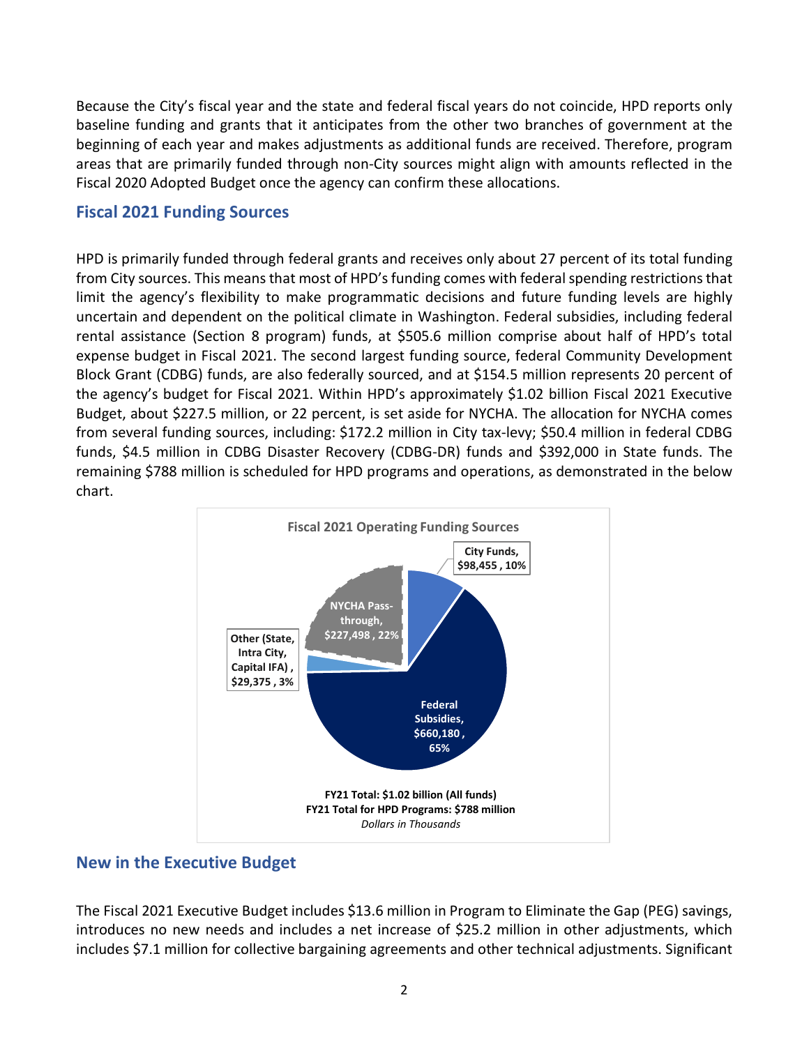Because the City's fiscal year and the state and federal fiscal years do not coincide, HPD reports only baseline funding and grants that it anticipates from the other two branches of government at the beginning of each year and makes adjustments as additional funds are received. Therefore, program areas that are primarily funded through non-City sources might align with amounts reflected in the Fiscal 2020 Adopted Budget once the agency can confirm these allocations.

## Fiscal 2021 Funding Sources

HPD is primarily funded through federal grants and receives only about 27 percent of its total funding from City sources. This means that most of HPD's funding comes with federal spending restrictions that limit the agency's flexibility to make programmatic decisions and future funding levels are highly uncertain and dependent on the political climate in Washington. Federal subsidies, including federal rental assistance (Section 8 program) funds, at $505.6 million comprise about half of HPD's total expense budget in Fiscal 2021. The second largest funding source, federal Community Development Block Grant (CDBG) funds, are also federally sourced, and at $154.5 million represents 20 percent of the agency's budget for Fiscal 2021. Within HPD's approximately $1.02 billion Fiscal 2021 Executive Budget, about $227.5 million, or 22 percent, is set aside for NYCHA. The allocation for NYCHA comes from several funding sources, including: $172.2 million in City tax-levy; $50.4 million in federal CDBG funds, $4.5 million in CDBG Disaster Recovery (CDBG-DR) funds and $392,000 in State funds. The remaining $788 million is scheduled for HPD programs and operations, as demonstrated in the below chart.

**Fiscal 2021 Operating Funding Sources**

| Source | Amount | Share |
|---|---|---|
| City Funds | $98,455 | 10% |
| Federal Subsidies | $660,180 | 65% |
| Other (State, Intra City, Capital IFA) | $29,375 | 3% |
| NYCHA Pass-through | $227,498 | 22% |

**FY21 Total: $1.02 billion (All funds)**
**FY21 Total for HPD Programs: $788 million**
*Dollars in Thousands*

## New in the Executive Budget

The Fiscal 2021 Executive Budget includes $13.6 million in Program to Eliminate the Gap (PEG) savings, introduces no new needs and includes a net increase of $25.2 million in other adjustments, which includes $7.1 million for collective bargaining agreements and other technical adjustments. Significant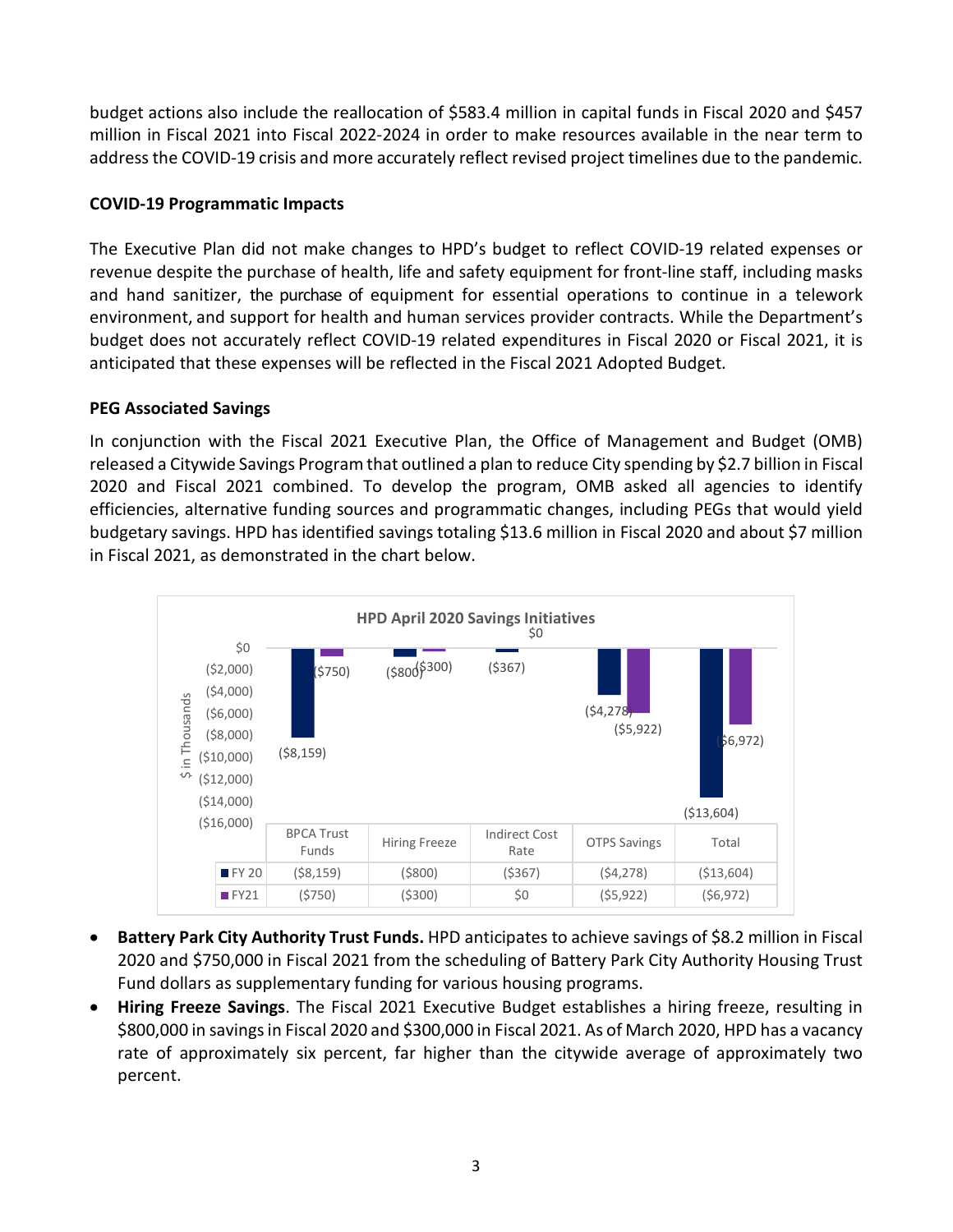budget actions also include the reallocation of $583.4 million in capital funds in Fiscal 2020 and $457 million in Fiscal 2021 into Fiscal 2022-2024 in order to make resources available in the near term to address the COVID-19 crisis and more accurately reflect revised project timelines due to the pandemic.

**COVID-19 Programmatic Impacts**

The Executive Plan did not make changes to HPD's budget to reflect COVID-19 related expenses or revenue despite the purchase of health, life and safety equipment for front-line staff, including masks and hand sanitizer, the purchase of equipment for essential operations to continue in a telework environment, and support for health and human services provider contracts. While the Department's budget does not accurately reflect COVID-19 related expenditures in Fiscal 2020 or Fiscal 2021, it is anticipated that these expenses will be reflected in the Fiscal 2021 Adopted Budget.

**PEG Associated Savings**

In conjunction with the Fiscal 2021 Executive Plan, the Office of Management and Budget (OMB) released a Citywide Savings Program that outlined a plan to reduce City spending by $2.7 billion in Fiscal 2020 and Fiscal 2021 combined. To develop the program, OMB asked all agencies to identify efficiencies, alternative funding sources and programmatic changes, including PEGs that would yield budgetary savings. HPD has identified savings totaling $13.6 million in Fiscal 2020 and about $7 million in Fiscal 2021, as demonstrated in the chart below.

**HPD April 2020 Savings Initiatives** ($ in Thousands)

| | BPCA Trust Funds | Hiring Freeze | Indirect Cost Rate | OTPS Savings | Total |
|---|---|---|---|---|---|
| FY 20 | ($8,159) | ($800) | ($367) | ($4,278) | ($13,604) |
| FY21 | ($750) | ($300) | $0 | ($5,922) | ($6,972) |

- **Battery Park City Authority Trust Funds.** HPD anticipates to achieve savings of $8.2 million in Fiscal 2020 and $750,000 in Fiscal 2021 from the scheduling of Battery Park City Authority Housing Trust Fund dollars as supplementary funding for various housing programs.
- **Hiring Freeze Savings**. The Fiscal 2021 Executive Budget establishes a hiring freeze, resulting in $800,000 in savings in Fiscal 2020 and $300,000 in Fiscal 2021. As of March 2020, HPD has a vacancy rate of approximately six percent, far higher than the citywide average of approximately two percent.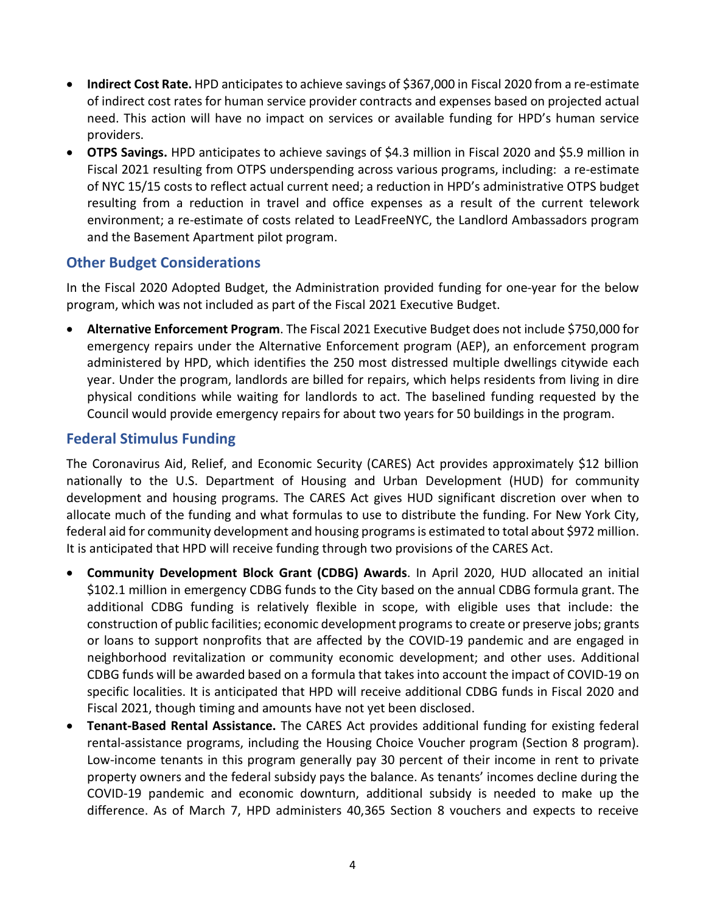- **Indirect Cost Rate.** HPD anticipates to achieve savings of $367,000 in Fiscal 2020 from a re-estimate of indirect cost rates for human service provider contracts and expenses based on projected actual need. This action will have no impact on services or available funding for HPD's human service providers.
- **OTPS Savings.** HPD anticipates to achieve savings of $4.3 million in Fiscal 2020 and $5.9 million in Fiscal 2021 resulting from OTPS underspending across various programs, including: a re-estimate of NYC 15/15 costs to reflect actual current need; a reduction in HPD's administrative OTPS budget resulting from a reduction in travel and office expenses as a result of the current telework environment; a re-estimate of costs related to LeadFreeNYC, the Landlord Ambassadors program and the Basement Apartment pilot program.

## Other Budget Considerations

In the Fiscal 2020 Adopted Budget, the Administration provided funding for one-year for the below program, which was not included as part of the Fiscal 2021 Executive Budget.

- **Alternative Enforcement Program**. The Fiscal 2021 Executive Budget does not include $750,000 for emergency repairs under the Alternative Enforcement program (AEP), an enforcement program administered by HPD, which identifies the 250 most distressed multiple dwellings citywide each year. Under the program, landlords are billed for repairs, which helps residents from living in dire physical conditions while waiting for landlords to act. The baselined funding requested by the Council would provide emergency repairs for about two years for 50 buildings in the program.

## Federal Stimulus Funding

The Coronavirus Aid, Relief, and Economic Security (CARES) Act provides approximately $12 billion nationally to the U.S. Department of Housing and Urban Development (HUD) for community development and housing programs. The CARES Act gives HUD significant discretion over when to allocate much of the funding and what formulas to use to distribute the funding. For New York City, federal aid for community development and housing programs is estimated to total about $972 million. It is anticipated that HPD will receive funding through two provisions of the CARES Act.

- **Community Development Block Grant (CDBG) Awards**. In April 2020, HUD allocated an initial $102.1 million in emergency CDBG funds to the City based on the annual CDBG formula grant. The additional CDBG funding is relatively flexible in scope, with eligible uses that include: the construction of public facilities; economic development programs to create or preserve jobs; grants or loans to support nonprofits that are affected by the COVID-19 pandemic and are engaged in neighborhood revitalization or community economic development; and other uses. Additional CDBG funds will be awarded based on a formula that takes into account the impact of COVID-19 on specific localities. It is anticipated that HPD will receive additional CDBG funds in Fiscal 2020 and Fiscal 2021, though timing and amounts have not yet been disclosed.
- **Tenant-Based Rental Assistance.** The CARES Act provides additional funding for existing federal rental-assistance programs, including the Housing Choice Voucher program (Section 8 program). Low-income tenants in this program generally pay 30 percent of their income in rent to private property owners and the federal subsidy pays the balance. As tenants' incomes decline during the COVID-19 pandemic and economic downturn, additional subsidy is needed to make up the difference. As of March 7, HPD administers 40,365 Section 8 vouchers and expects to receive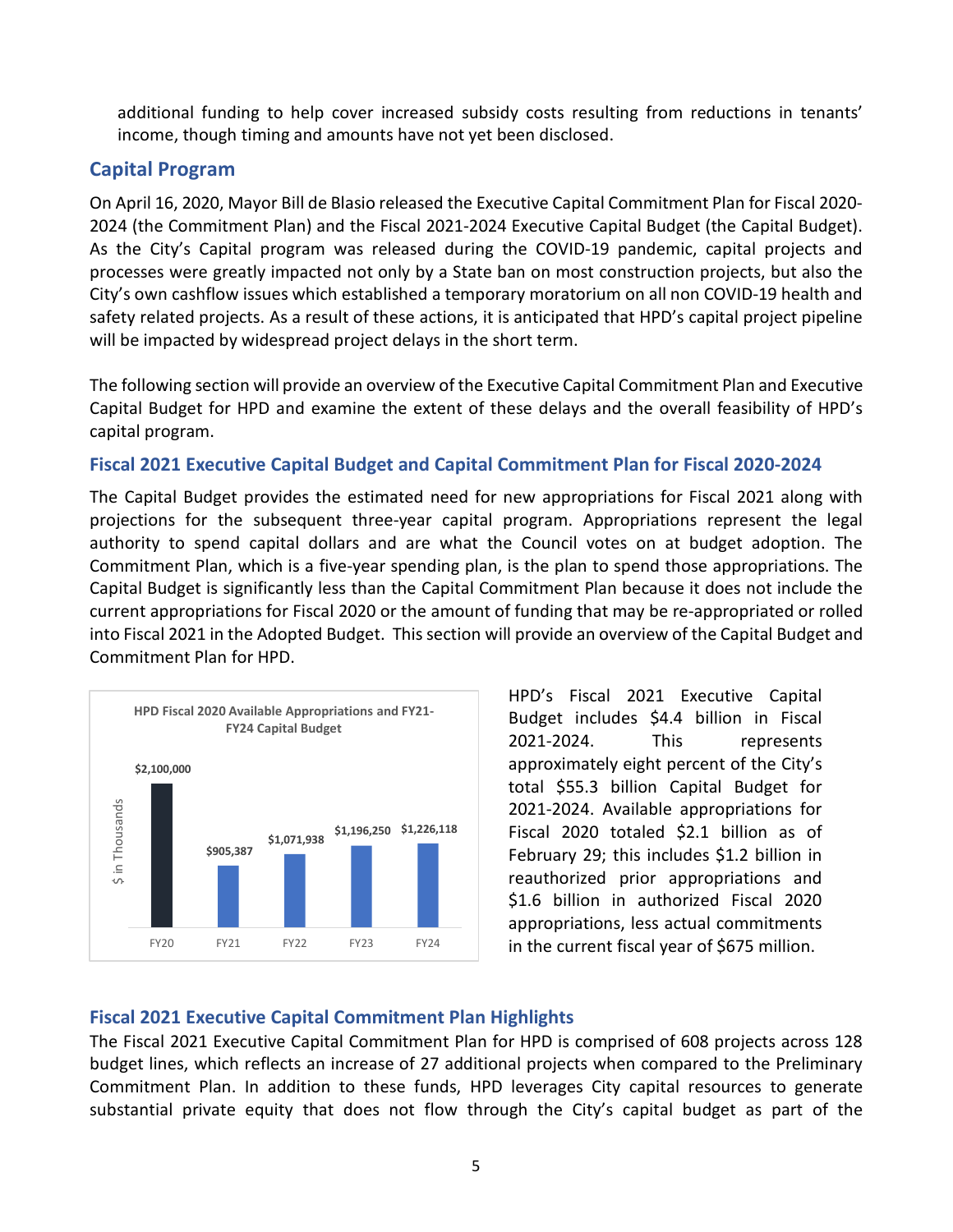additional funding to help cover increased subsidy costs resulting from reductions in tenants' income, though timing and amounts have not yet been disclosed.

## Capital Program

On April 16, 2020, Mayor Bill de Blasio released the Executive Capital Commitment Plan for Fiscal 2020-2024 (the Commitment Plan) and the Fiscal 2021-2024 Executive Capital Budget (the Capital Budget). As the City's Capital program was released during the COVID-19 pandemic, capital projects and processes were greatly impacted not only by a State ban on most construction projects, but also the City's own cashflow issues which established a temporary moratorium on all non COVID-19 health and safety related projects. As a result of these actions, it is anticipated that HPD's capital project pipeline will be impacted by widespread project delays in the short term.

The following section will provide an overview of the Executive Capital Commitment Plan and Executive Capital Budget for HPD and examine the extent of these delays and the overall feasibility of HPD's capital program.

### Fiscal 2021 Executive Capital Budget and Capital Commitment Plan for Fiscal 2020-2024

The Capital Budget provides the estimated need for new appropriations for Fiscal 2021 along with projections for the subsequent three-year capital program. Appropriations represent the legal authority to spend capital dollars and are what the Council votes on at budget adoption. The Commitment Plan, which is a five-year spending plan, is the plan to spend those appropriations. The Capital Budget is significantly less than the Capital Commitment Plan because it does not include the current appropriations for Fiscal 2020 or the amount of funding that may be re-appropriated or rolled into Fiscal 2021 in the Adopted Budget. This section will provide an overview of the Capital Budget and Commitment Plan for HPD.

**HPD Fiscal 2020 Available Appropriations and FY21-FY24 Capital Budget**

| ($ in Thousands) | FY20 | FY21 | FY22 | FY23 | FY24 |
|---|---|---|---|---|---|
| Amount | $2,100,000 | $905,387 | $1,071,938 | $1,196,250 | $1,226,118 |

HPD's Fiscal 2021 Executive Capital Budget includes $4.4 billion in Fiscal 2021-2024. This represents approximately eight percent of the City's total $55.3 billion Capital Budget for 2021-2024. Available appropriations for Fiscal 2020 totaled $2.1 billion as of February 29; this includes $1.2 billion in reauthorized prior appropriations and $1.6 billion in authorized Fiscal 2020 appropriations, less actual commitments in the current fiscal year of $675 million.

### Fiscal 2021 Executive Capital Commitment Plan Highlights

The Fiscal 2021 Executive Capital Commitment Plan for HPD is comprised of 608 projects across 128 budget lines, which reflects an increase of 27 additional projects when compared to the Preliminary Commitment Plan. In addition to these funds, HPD leverages City capital resources to generate substantial private equity that does not flow through the City's capital budget as part of the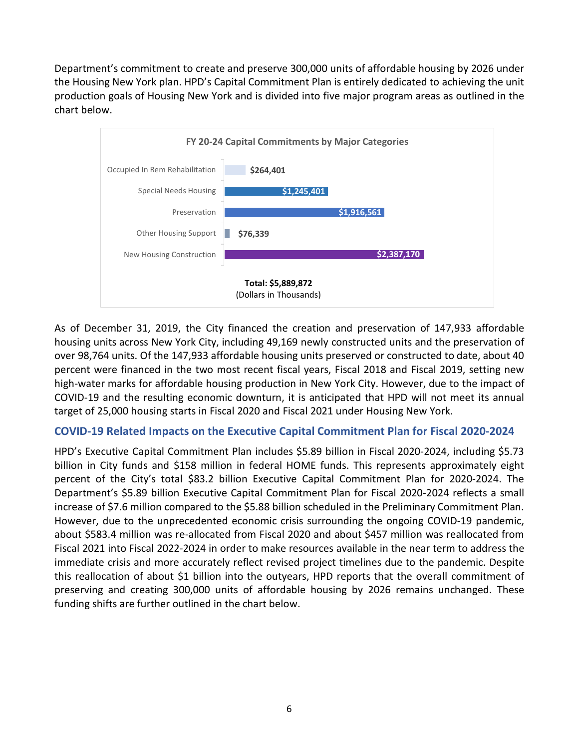Department's commitment to create and preserve 300,000 units of affordable housing by 2026 under the Housing New York plan. HPD's Capital Commitment Plan is entirely dedicated to achieving the unit production goals of Housing New York and is divided into five major program areas as outlined in the chart below.

**FY 20-24 Capital Commitments by Major Categories**

| Category | Amount |
|---|---|
| Occupied In Rem Rehabilitation | $264,401 |
| Special Needs Housing | $1,245,401 |
| Preservation | $1,916,561 |
| Other Housing Support | $76,339 |
| New Housing Construction | $2,387,170 |

**Total: $5,889,872**
(Dollars in Thousands)

As of December 31, 2019, the City financed the creation and preservation of 147,933 affordable housing units across New York City, including 49,169 newly constructed units and the preservation of over 98,764 units. Of the 147,933 affordable housing units preserved or constructed to date, about 40 percent were financed in the two most recent fiscal years, Fiscal 2018 and Fiscal 2019, setting new high-water marks for affordable housing production in New York City. However, due to the impact of COVID-19 and the resulting economic downturn, it is anticipated that HPD will not meet its annual target of 25,000 housing starts in Fiscal 2020 and Fiscal 2021 under Housing New York.

## COVID-19 Related Impacts on the Executive Capital Commitment Plan for Fiscal 2020-2024

HPD's Executive Capital Commitment Plan includes $5.89 billion in Fiscal 2020-2024, including $5.73 billion in City funds and $158 million in federal HOME funds. This represents approximately eight percent of the City's total $83.2 billion Executive Capital Commitment Plan for 2020-2024. The Department's $5.89 billion Executive Capital Commitment Plan for Fiscal 2020-2024 reflects a small increase of $7.6 million compared to the $5.88 billion scheduled in the Preliminary Commitment Plan. However, due to the unprecedented economic crisis surrounding the ongoing COVID-19 pandemic, about $583.4 million was re-allocated from Fiscal 2020 and about $457 million was reallocated from Fiscal 2021 into Fiscal 2022-2024 in order to make resources available in the near term to address the immediate crisis and more accurately reflect revised project timelines due to the pandemic. Despite this reallocation of about $1 billion into the outyears, HPD reports that the overall commitment of preserving and creating 300,000 units of affordable housing by 2026 remains unchanged. These funding shifts are further outlined in the chart below.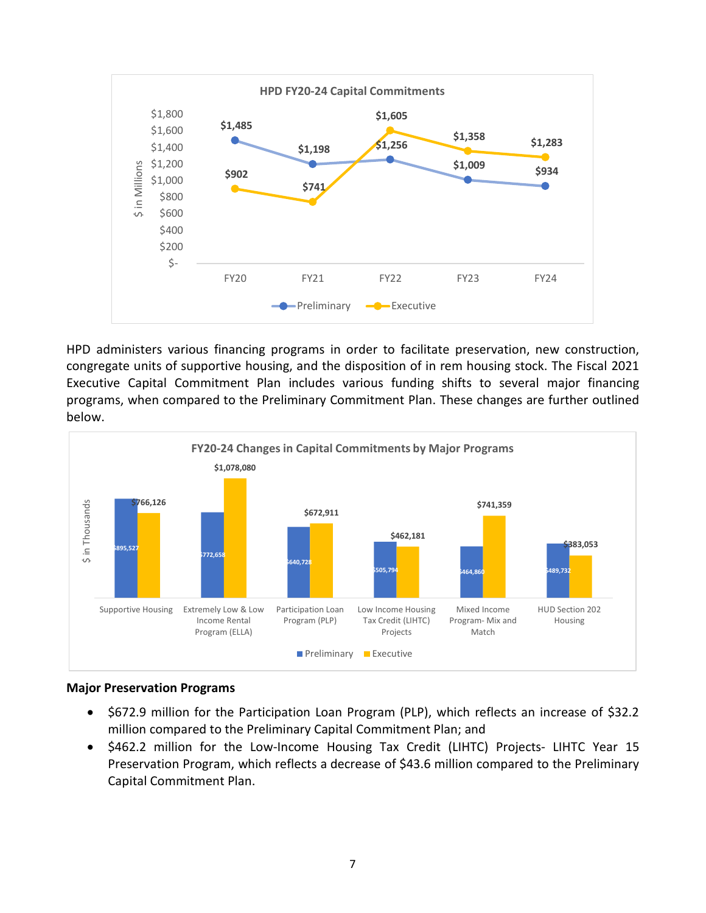**HPD FY20-24 Capital Commitments**

| $ in Millions | FY20 | FY21 | FY22 | FY23 | FY24 |
|---|---|---|---|---|---|
| Preliminary | $1,485 | $1,198 | $1,256 | $1,009 | $934 |
| Executive | $902 | $741 | $1,605 | $1,358 | $1,283 |

HPD administers various financing programs in order to facilitate preservation, new construction, congregate units of supportive housing, and the disposition of in rem housing stock. The Fiscal 2021 Executive Capital Commitment Plan includes various funding shifts to several major financing programs, when compared to the Preliminary Commitment Plan. These changes are further outlined below.

**FY20-24 Changes in Capital Commitments by Major Programs**

| $ in Thousands | Preliminary | Executive |
|---|---|---|
| Supportive Housing | $895,527 | $766,126 |
| Extremely Low & Low Income Rental Program (ELLA) | $772,658 | $1,078,080 |
| Participation Loan Program (PLP) | $640,728 | $672,911 |
| Low Income Housing Tax Credit (LIHTC) Projects | $505,794 | $462,181 |
| Mixed Income Program- Mix and Match | $464,860 | $741,359 |
| HUD Section 202 Housing | $489,732 | $383,053 |

**Major Preservation Programs**

- $672.9 million for the Participation Loan Program (PLP), which reflects an increase of $32.2 million compared to the Preliminary Capital Commitment Plan; and
- $462.2 million for the Low-Income Housing Tax Credit (LIHTC) Projects- LIHTC Year 15 Preservation Program, which reflects a decrease of $43.6 million compared to the Preliminary Capital Commitment Plan.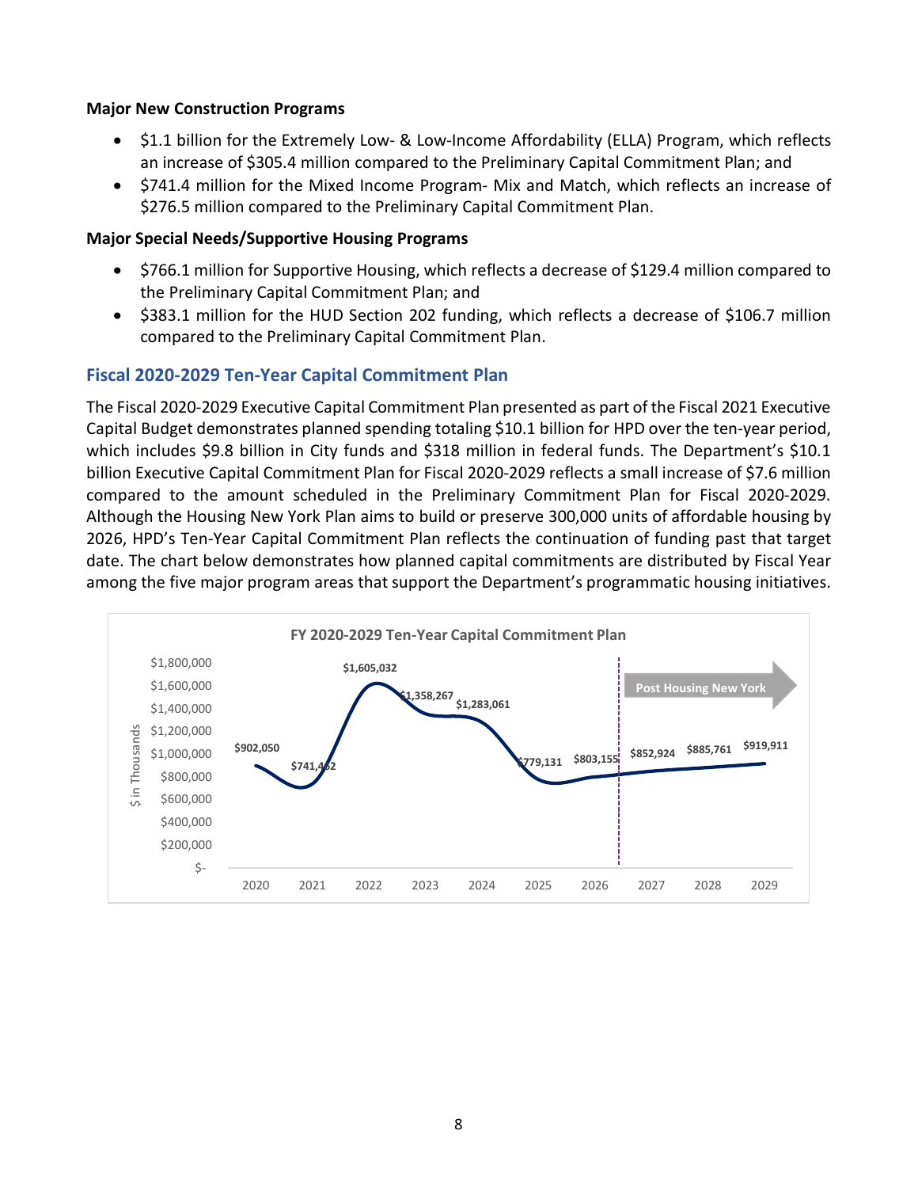**Major New Construction Programs**

- $1.1 billion for the Extremely Low- & Low-Income Affordability (ELLA) Program, which reflects an increase of $305.4 million compared to the Preliminary Capital Commitment Plan; and
- $741.4 million for the Mixed Income Program- Mix and Match, which reflects an increase of $276.5 million compared to the Preliminary Capital Commitment Plan.

**Major Special Needs/Supportive Housing Programs**

- $766.1 million for Supportive Housing, which reflects a decrease of $129.4 million compared to the Preliminary Capital Commitment Plan; and
- $383.1 million for the HUD Section 202 funding, which reflects a decrease of $106.7 million compared to the Preliminary Capital Commitment Plan.

## Fiscal 2020-2029 Ten-Year Capital Commitment Plan

The Fiscal 2020-2029 Executive Capital Commitment Plan presented as part of the Fiscal 2021 Executive Capital Budget demonstrates planned spending totaling $10.1 billion for HPD over the ten-year period, which includes $9.8 billion in City funds and $318 million in federal funds. The Department's $10.1 billion Executive Capital Commitment Plan for Fiscal 2020-2029 reflects a small increase of $7.6 million compared to the amount scheduled in the Preliminary Commitment Plan for Fiscal 2020-2029. Although the Housing New York Plan aims to build or preserve 300,000 units of affordable housing by 2026, HPD's Ten-Year Capital Commitment Plan reflects the continuation of funding past that target date. The chart below demonstrates how planned capital commitments are distributed by Fiscal Year among the five major program areas that support the Department's programmatic housing initiatives.

**FY 2020-2029 Ten-Year Capital Commitment Plan** ($ in Thousands)

| Fiscal Year | Amount |
|---|---|
| 2020 | $902,050 |
| 2021 | $741,462 |
| 2022 | $1,605,032 |
| 2023 | $1,358,267 |
| 2024 | $1,283,061 |
| 2025 | $779,131 |
| 2026 | $803,155 |
| 2027 | $852,924 |
| 2028 | $885,761 |
| 2029 | $919,911 |

Post Housing New York (2027–2029)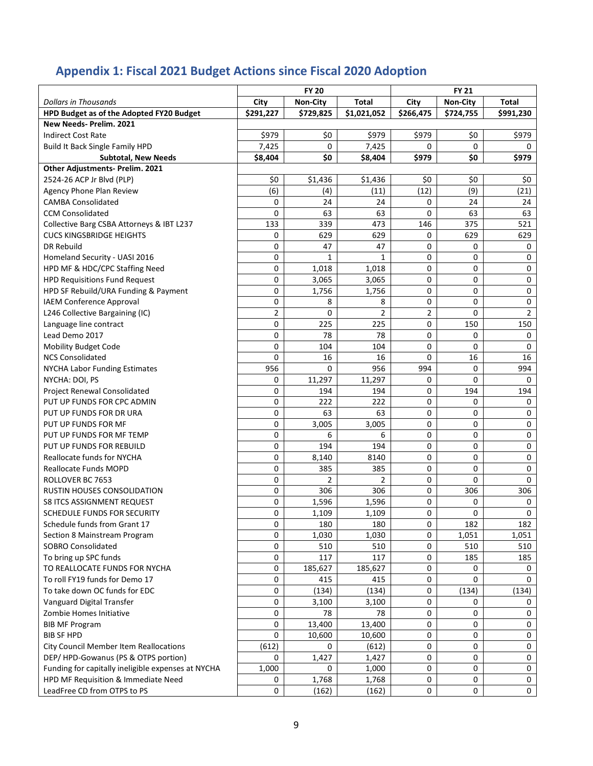## Appendix 1: Fiscal 2021 Budget Actions since Fiscal 2020 Adoption

| | FY 20 | | | FY 21 | | |
|---|---|---|---|---|---|---|
| *Dollars in Thousands* | City | Non-City | Total | City | Non-City | Total |
| **HPD Budget as of the Adopted FY20 Budget** | **$291,227** | **$729,825** | **$1,021,052** | **$266,475** | **$724,755** | **$991,230** |
| **New Needs- Prelim. 2021** | | | | | | |
| Indirect Cost Rate | $979 | $0 | $979 | $979 | $0 | $979 |
| Build It Back Single Family HPD | 7,425 | 0 | 7,425 | 0 | 0 | 0 |
| **Subtotal, New Needs** | **$8,404** | **$0** | **$8,404** | **$979** | **$0** | **$979** |
| **Other Adjustments- Prelim. 2021** | | | | | | |
| 2524-26 ACP Jr Blvd (PLP) | $0 | $1,436 | $1,436 | $0 | $0 | $0 |
| Agency Phone Plan Review | (6) | (4) | (11) | (12) | (9) | (21) |
| CAMBA Consolidated | 0 | 24 | 24 | 0 | 24 | 24 |
| CCM Consolidated | 0 | 63 | 63 | 0 | 63 | 63 |
| Collective Barg CSBA Attorneys & IBT L237 | 133 | 339 | 473 | 146 | 375 | 521 |
| CUCS KINGSBRIDGE HEIGHTS | 0 | 629 | 629 | 0 | 629 | 629 |
| DR Rebuild | 0 | 47 | 47 | 0 | 0 | 0 |
| Homeland Security - UASI 2016 | 0 | 1 | 1 | 0 | 0 | 0 |
| HPD MF & HDC/CPC Staffing Need | 0 | 1,018 | 1,018 | 0 | 0 | 0 |
| HPD Requisitions Fund Request | 0 | 3,065 | 3,065 | 0 | 0 | 0 |
| HPD SF Rebuild/URA Funding & Payment | 0 | 1,756 | 1,756 | 0 | 0 | 0 |
| IAEM Conference Approval | 0 | 8 | 8 | 0 | 0 | 0 |
| L246 Collective Bargaining (IC) | 2 | 0 | 2 | 2 | 0 | 2 |
| Language line contract | 0 | 225 | 225 | 0 | 150 | 150 |
| Lead Demo 2017 | 0 | 78 | 78 | 0 | 0 | 0 |
| Mobility Budget Code | 0 | 104 | 104 | 0 | 0 | 0 |
| NCS Consolidated | 0 | 16 | 16 | 0 | 16 | 16 |
| NYCHA Labor Funding Estimates | 956 | 0 | 956 | 994 | 0 | 994 |
| NYCHA: DOI, PS | 0 | 11,297 | 11,297 | 0 | 0 | 0 |
| Project Renewal Consolidated | 0 | 194 | 194 | 0 | 194 | 194 |
| PUT UP FUNDS FOR CPC ADMIN | 0 | 222 | 222 | 0 | 0 | 0 |
| PUT UP FUNDS FOR DR URA | 0 | 63 | 63 | 0 | 0 | 0 |
| PUT UP FUNDS FOR MF | 0 | 3,005 | 3,005 | 0 | 0 | 0 |
| PUT UP FUNDS FOR MF TEMP | 0 | 6 | 6 | 0 | 0 | 0 |
| PUT UP FUNDS FOR REBUILD | 0 | 194 | 194 | 0 | 0 | 0 |
| Reallocate funds for NYCHA | 0 | 8,140 | 8140 | 0 | 0 | 0 |
| Reallocate Funds MOPD | 0 | 385 | 385 | 0 | 0 | 0 |
| ROLLOVER BC 7653 | 0 | 2 | 2 | 0 | 0 | 0 |
| RUSTIN HOUSES CONSOLIDATION | 0 | 306 | 306 | 0 | 306 | 306 |
| S8 ITCS ASSIGNMENT REQUEST | 0 | 1,596 | 1,596 | 0 | 0 | 0 |
| SCHEDULE FUNDS FOR SECURITY | 0 | 1,109 | 1,109 | 0 | 0 | 0 |
| Schedule funds from Grant 17 | 0 | 180 | 180 | 0 | 182 | 182 |
| Section 8 Mainstream Program | 0 | 1,030 | 1,030 | 0 | 1,051 | 1,051 |
| SOBRO Consolidated | 0 | 510 | 510 | 0 | 510 | 510 |
| To bring up SPC funds | 0 | 117 | 117 | 0 | 185 | 185 |
| TO REALLOCATE FUNDS FOR NYCHA | 0 | 185,627 | 185,627 | 0 | 0 | 0 |
| To roll FY19 funds for Demo 17 | 0 | 415 | 415 | 0 | 0 | 0 |
| To take down OC funds for EDC | 0 | (134) | (134) | 0 | (134) | (134) |
| Vanguard Digital Transfer | 0 | 3,100 | 3,100 | 0 | 0 | 0 |
| Zombie Homes Initiative | 0 | 78 | 78 | 0 | 0 | 0 |
| BIB MF Program | 0 | 13,400 | 13,400 | 0 | 0 | 0 |
| BIB SF HPD | 0 | 10,600 | 10,600 | 0 | 0 | 0 |
| City Council Member Item Reallocations | (612) | 0 | (612) | 0 | 0 | 0 |
| DEP/ HPD-Gowanus (PS & OTPS portion) | 0 | 1,427 | 1,427 | 0 | 0 | 0 |
| Funding for capitally ineligible expenses at NYCHA | 1,000 | 0 | 1,000 | 0 | 0 | 0 |
| HPD MF Requisition & Immediate Need | 0 | 1,768 | 1,768 | 0 | 0 | 0 |
| LeadFree CD from OTPS to PS | 0 | (162) | (162) | 0 | 0 | 0 |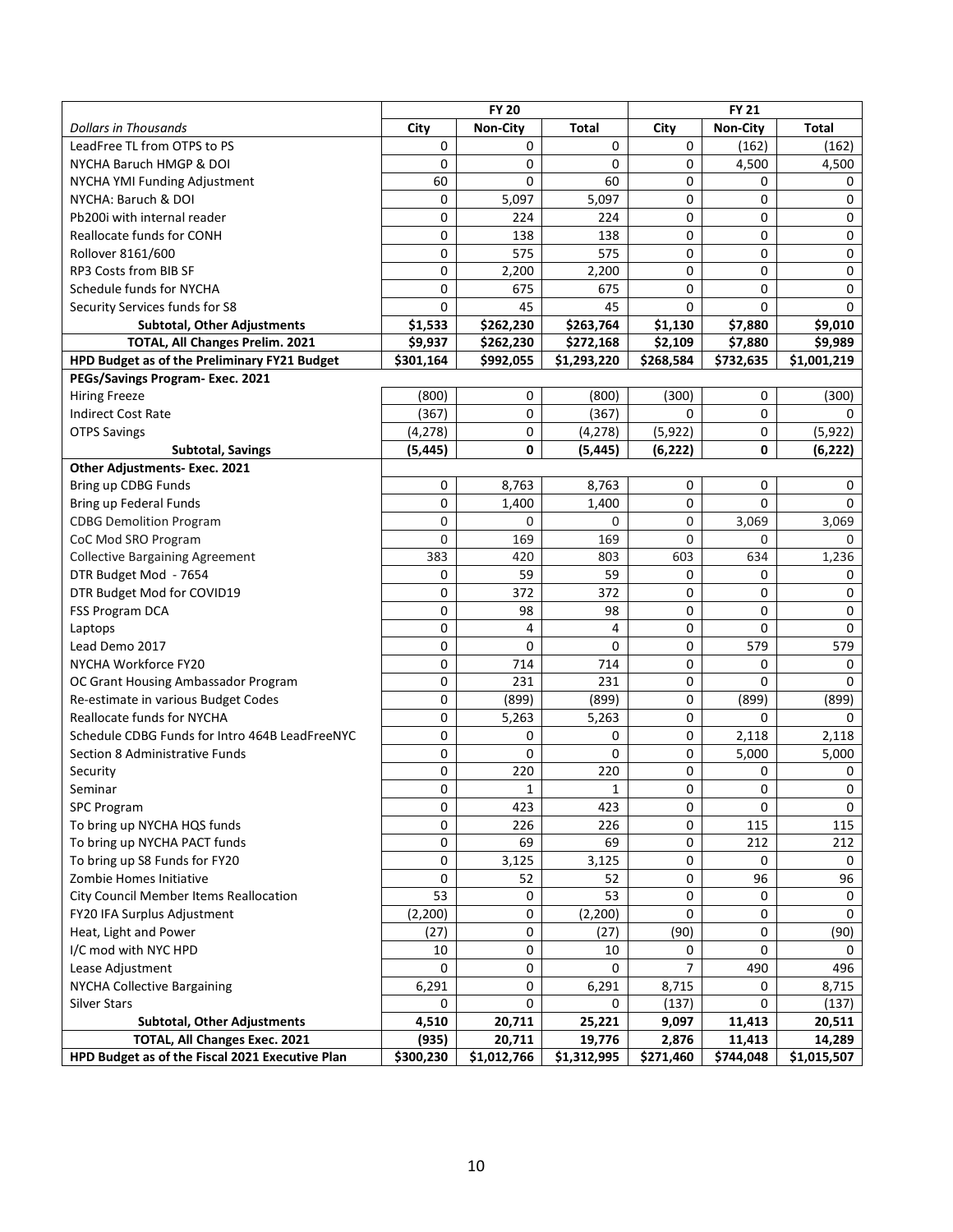| | FY 20 | | | FY 21 | | |
|---|---|---|---|---|---|---|
| *Dollars in Thousands* | City | Non-City | Total | City | Non-City | Total |
| LeadFree TL from OTPS to PS | 0 | 0 | 0 | 0 | (162) | (162) |
| NYCHA Baruch HMGP & DOI | 0 | 0 | 0 | 0 | 4,500 | 4,500 |
| NYCHA YMI Funding Adjustment | 60 | 0 | 60 | 0 | 0 | 0 |
| NYCHA: Baruch & DOI | 0 | 5,097 | 5,097 | 0 | 0 | 0 |
| Pb200i with internal reader | 0 | 224 | 224 | 0 | 0 | 0 |
| Reallocate funds for CONH | 0 | 138 | 138 | 0 | 0 | 0 |
| Rollover 8161/600 | 0 | 575 | 575 | 0 | 0 | 0 |
| RP3 Costs from BIB SF | 0 | 2,200 | 2,200 | 0 | 0 | 0 |
| Schedule funds for NYCHA | 0 | 675 | 675 | 0 | 0 | 0 |
| Security Services funds for S8 | 0 | 45 | 45 | 0 | 0 | 0 |
| **Subtotal, Other Adjustments** | **$1,533** | **$262,230** | **$263,764** | **$1,130** | **$7,880** | **$9,010** |
| **TOTAL, All Changes Prelim. 2021** | **$9,937** | **$262,230** | **$272,168** | **$2,109** | **$7,880** | **$9,989** |
| **HPD Budget as of the Preliminary FY21 Budget** | **$301,164** | **$992,055** | **$1,293,220** | **$268,584** | **$732,635** | **$1,001,219** |
| **PEGs/Savings Program- Exec. 2021** | | | | | | |
| Hiring Freeze | (800) | 0 | (800) | (300) | 0 | (300) |
| Indirect Cost Rate | (367) | 0 | (367) | 0 | 0 | 0 |
| OTPS Savings | (4,278) | 0 | (4,278) | (5,922) | 0 | (5,922) |
| **Subtotal, Savings** | **(5,445)** | **0** | **(5,445)** | **(6,222)** | **0** | **(6,222)** |
| **Other Adjustments- Exec. 2021** | | | | | | |
| Bring up CDBG Funds | 0 | 8,763 | 8,763 | 0 | 0 | 0 |
| Bring up Federal Funds | 0 | 1,400 | 1,400 | 0 | 0 | 0 |
| CDBG Demolition Program | 0 | 0 | 0 | 0 | 3,069 | 3,069 |
| CoC Mod SRO Program | 0 | 169 | 169 | 0 | 0 | 0 |
| Collective Bargaining Agreement | 383 | 420 | 803 | 603 | 634 | 1,236 |
| DTR Budget Mod - 7654 | 0 | 59 | 59 | 0 | 0 | 0 |
| DTR Budget Mod for COVID19 | 0 | 372 | 372 | 0 | 0 | 0 |
| FSS Program DCA | 0 | 98 | 98 | 0 | 0 | 0 |
| Laptops | 0 | 4 | 4 | 0 | 0 | 0 |
| Lead Demo 2017 | 0 | 0 | 0 | 0 | 579 | 579 |
| NYCHA Workforce FY20 | 0 | 714 | 714 | 0 | 0 | 0 |
| OC Grant Housing Ambassador Program | 0 | 231 | 231 | 0 | 0 | 0 |
| Re-estimate in various Budget Codes | 0 | (899) | (899) | 0 | (899) | (899) |
| Reallocate funds for NYCHA | 0 | 5,263 | 5,263 | 0 | 0 | 0 |
| Schedule CDBG Funds for Intro 464B LeadFreeNYC | 0 | 0 | 0 | 0 | 2,118 | 2,118 |
| Section 8 Administrative Funds | 0 | 0 | 0 | 0 | 5,000 | 5,000 |
| Security | 0 | 220 | 220 | 0 | 0 | 0 |
| Seminar | 0 | 1 | 1 | 0 | 0 | 0 |
| SPC Program | 0 | 423 | 423 | 0 | 0 | 0 |
| To bring up NYCHA HQS funds | 0 | 226 | 226 | 0 | 115 | 115 |
| To bring up NYCHA PACT funds | 0 | 69 | 69 | 0 | 212 | 212 |
| To bring up S8 Funds for FY20 | 0 | 3,125 | 3,125 | 0 | 0 | 0 |
| Zombie Homes Initiative | 0 | 52 | 52 | 0 | 96 | 96 |
| City Council Member Items Reallocation | 53 | 0 | 53 | 0 | 0 | 0 |
| FY20 IFA Surplus Adjustment | (2,200) | 0 | (2,200) | 0 | 0 | 0 |
| Heat, Light and Power | (27) | 0 | (27) | (90) | 0 | (90) |
| I/C mod with NYC HPD | 10 | 0 | 10 | 0 | 0 | 0 |
| Lease Adjustment | 0 | 0 | 0 | 7 | 490 | 496 |
| NYCHA Collective Bargaining | 6,291 | 0 | 6,291 | 8,715 | 0 | 8,715 |
| Silver Stars | 0 | 0 | 0 | (137) | 0 | (137) |
| **Subtotal, Other Adjustments** | **4,510** | **20,711** | **25,221** | **9,097** | **11,413** | **20,511** |
| **TOTAL, All Changes Exec. 2021** | **(935)** | **20,711** | **19,776** | **2,876** | **11,413** | **14,289** |
| **HPD Budget as of the Fiscal 2021 Executive Plan** | **$300,230** | **$1,012,766** | **$1,312,995** | **$271,460** | **$744,048** | **$1,015,507** |